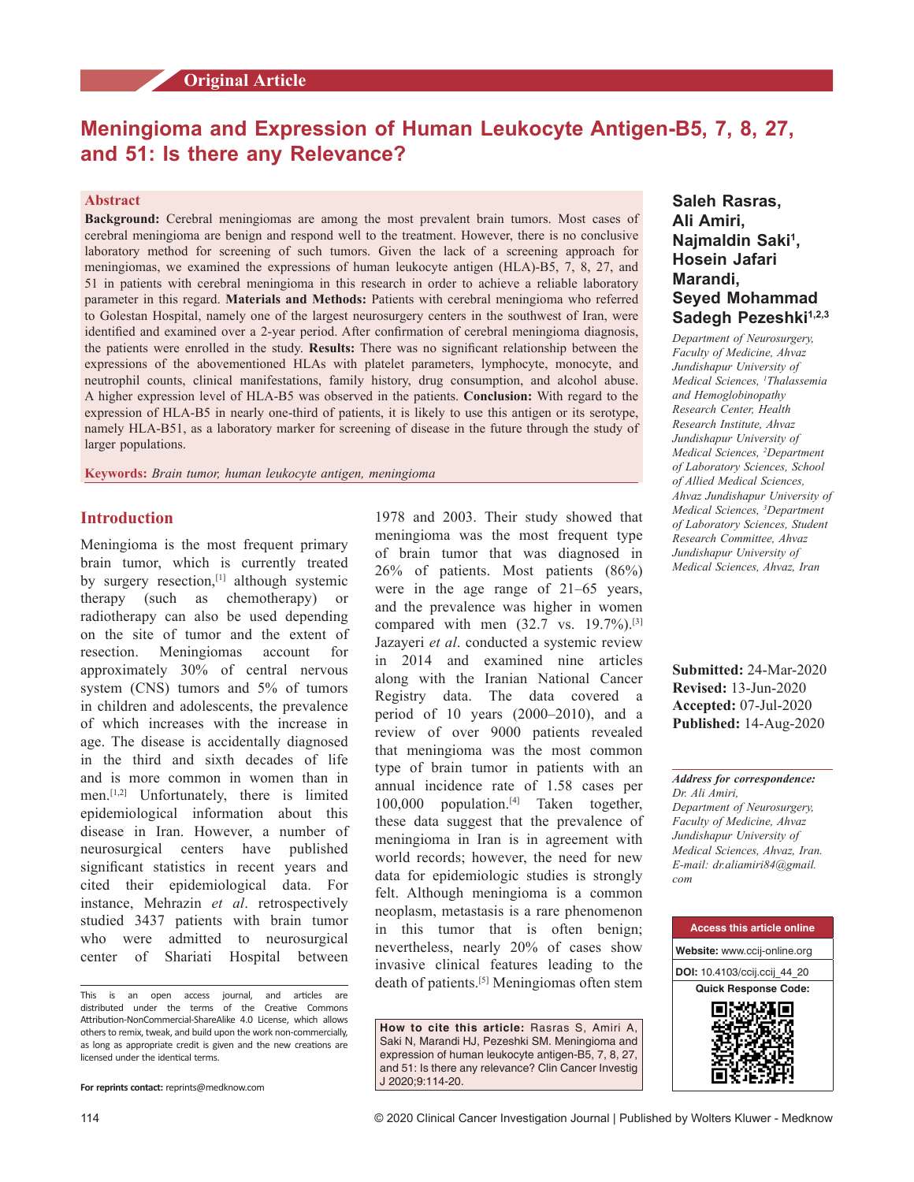Original Article

# Meningioma and Expression of Human Leukocyte Antigen-B5, 7, 8, 27, and 51: Is there any Relevance?

**Saleh Rasras, Ali Amiri, Najmaldin Saki[1], Hosein Jafari Marandi, Seyed Mohammad Sadegh Pezeshki[1,2,3]**

*Department of Neurosurgery, Faculty of Medicine, Ahvaz Jundishapur University of Medical Sciences, [1]Thalassemia and Hemoglobinopathy Research Center, Health Research Institute, Ahvaz Jundishapur University of Medical Sciences, [2]Department of Laboratory Sciences, School of Allied Medical Sciences, Ahvaz Jundishapur University of Medical Sciences, [3]Department of Laboratory Sciences, Student Research Committee, Ahvaz Jundishapur University of Medical Sciences, Ahvaz, Iran*

## Abstract

**Background:** Cerebral meningiomas are among the most prevalent brain tumors. Most cases of cerebral meningioma are benign and respond well to the treatment. However, there is no conclusive laboratory method for screening of such tumors. Given the lack of a screening approach for meningiomas, we examined the expressions of human leukocyte antigen (HLA)-B5, 7, 8, 27, and 51 in patients with cerebral meningioma in this research in order to achieve a reliable laboratory parameter in this regard. **Materials and Methods:** Patients with cerebral meningioma who referred to Golestan Hospital, namely one of the largest neurosurgery centers in the southwest of Iran, were identified and examined over a 2-year period. After confirmation of cerebral meningioma diagnosis, the patients were enrolled in the study. **Results:** There was no significant relationship between the expressions of the abovementioned HLAs with platelet parameters, lymphocyte, monocyte, and neutrophil counts, clinical manifestations, family history, drug consumption, and alcohol abuse. A higher expression level of HLA-B5 was observed in the patients. **Conclusion:** With regard to the expression of HLA-B5 in nearly one-third of patients, it is likely to use this antigen or its serotype, namely HLA-B51, as a laboratory marker for screening of disease in the future through the study of larger populations.

**Keywords:** *Brain tumor, human leukocyte antigen, meningioma*

**Submitted:** 24-Mar-2020
**Revised:** 13-Jun-2020
**Accepted:** 07-Jul-2020
**Published:** 14-Aug-2020

***Address for correspondence:***
*Dr. Ali Amiri,*
*Department of Neurosurgery, Faculty of Medicine, Ahvaz Jundishapur University of Medical Sciences, Ahvaz, Iran.*
*E-mail: dr.aliamiri84@gmail.com*

Access this article online
**Website:** www.ccij-online.org
**DOI:** 10.4103/ccij.ccij_44_20
Quick Response Code:

## Introduction

Meningioma is the most frequent primary brain tumor, which is currently treated by surgery resection,[1] although systemic therapy (such as chemotherapy) or radiotherapy can also be used depending on the site of tumor and the extent of resection. Meningiomas account for approximately 30% of central nervous system (CNS) tumors and 5% of tumors in children and adolescents, the prevalence of which increases with the increase in age. The disease is accidentally diagnosed in the third and sixth decades of life and is more common in women than in men.[1,2] Unfortunately, there is limited epidemiological information about this disease in Iran. However, a number of neurosurgical centers have published significant statistics in recent years and cited their epidemiological data. For instance, Mehrazin *et al*. retrospectively studied 3437 patients with brain tumor who were admitted to neurosurgical center of Shariati Hospital between 1978 and 2003. Their study showed that meningioma was the most frequent type of brain tumor that was diagnosed in 26% of patients. Most patients (86%) were in the age range of 21–65 years, and the prevalence was higher in women compared with men (32.7 vs. 19.7%).[3] Jazayeri *et al*. conducted a systemic review in 2014 and examined nine articles along with the Iranian National Cancer Registry data. The data covered a period of 10 years (2000–2010), and a review of over 9000 patients revealed that meningioma was the most common type of brain tumor in patients with an annual incidence rate of 1.58 cases per 100,000 population.[4] Taken together, these data suggest that the prevalence of meningioma in Iran is in agreement with world records; however, the need for new data for epidemiologic studies is strongly felt. Although meningioma is a common neoplasm, metastasis is a rare phenomenon in this tumor that is often benign; nevertheless, nearly 20% of cases show invasive clinical features leading to the death of patients.[5] Meningiomas often stem

This is an open access journal, and articles are distributed under the terms of the Creative Commons Attribution-NonCommercial-ShareAlike 4.0 License, which allows others to remix, tweak, and build upon the work non-commercially, as long as appropriate credit is given and the new creations are licensed under the identical terms.

**For reprints contact:** reprints@medknow.com

**How to cite this article:** Rasras S, Amiri A, Saki N, Marandi HJ, Pezeshki SM. Meningioma and expression of human leukocyte antigen-B5, 7, 8, 27, and 51: Is there any relevance? Clin Cancer Investig J 2020;9:114-20.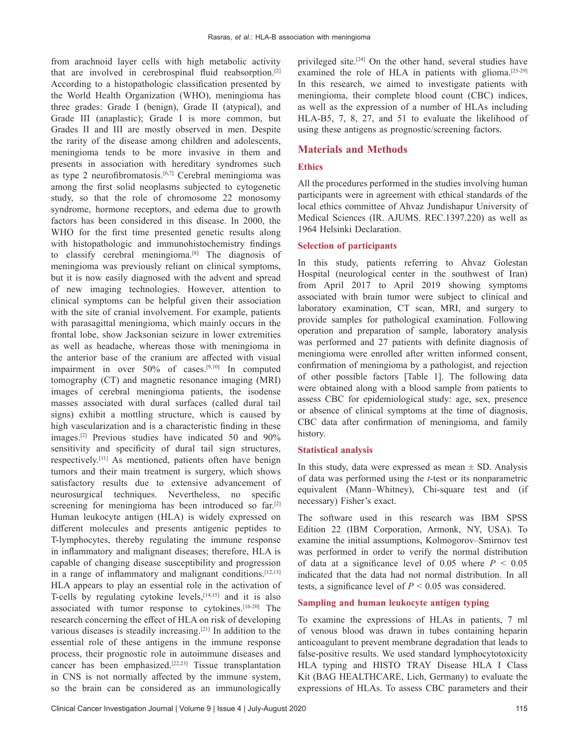from arachnoid layer cells with high metabolic activity that are involved in cerebrospinal fluid reabsorption.[2] According to a histopathologic classification presented by the World Health Organization (WHO), meningioma has three grades: Grade I (benign), Grade II (atypical), and Grade III (anaplastic); Grade I is more common, but Grades II and III are mostly observed in men. Despite the rarity of the disease among children and adolescents, meningioma tends to be more invasive in them and presents in association with hereditary syndromes such as type 2 neurofibromatosis.[6,7] Cerebral meningioma was among the first solid neoplasms subjected to cytogenetic study, so that the role of chromosome 22 monosomy syndrome, hormone receptors, and edema due to growth factors has been considered in this disease. In 2000, the WHO for the first time presented genetic results along with histopathologic and immunohistochemistry findings to classify cerebral meningioma.[8] The diagnosis of meningioma was previously reliant on clinical symptoms, but it is now easily diagnosed with the advent and spread of new imaging technologies. However, attention to clinical symptoms can be helpful given their association with the site of cranial involvement. For example, patients with parasagittal meningioma, which mainly occurs in the frontal lobe, show Jacksonian seizure in lower extremities as well as headache, whereas those with meningioma in the anterior base of the cranium are affected with visual impairment in over 50% of cases.[9,10] In computed tomography (CT) and magnetic resonance imaging (MRI) images of cerebral meningioma patients, the isodense masses associated with dural surfaces (called dural tail signs) exhibit a mottling structure, which is caused by high vascularization and is a characteristic finding in these images.[2] Previous studies have indicated 50 and 90% sensitivity and specificity of dural tail sign structures, respectively.[11] As mentioned, patients often have benign tumors and their main treatment is surgery, which shows satisfactory results due to extensive advancement of neurosurgical techniques. Nevertheless, no specific screening for meningioma has been introduced so far.[2] Human leukocyte antigen (HLA) is widely expressed on different molecules and presents antigenic peptides to T-lymphocytes, thereby regulating the immune response in inflammatory and malignant diseases; therefore, HLA is capable of changing disease susceptibility and progression in a range of inflammatory and malignant conditions.[12,13] HLA appears to play an essential role in the activation of T-cells by regulating cytokine levels,[14,15] and it is also associated with tumor response to cytokines.[16-20] The research concerning the effect of HLA on risk of developing various diseases is steadily increasing.[21] In addition to the essential role of these antigens in the immune response process, their prognostic role in autoimmune diseases and cancer has been emphasized.[22,23] Tissue transplantation in CNS is not normally affected by the immune system, so the brain can be considered as an immunologically privileged site.[24] On the other hand, several studies have examined the role of HLA in patients with glioma.[25-29] In this research, we aimed to investigate patients with meningioma, their complete blood count (CBC) indices, as well as the expression of a number of HLAs including HLA-B5, 7, 8, 27, and 51 to evaluate the likelihood of using these antigens as prognostic/screening factors.

## Materials and Methods

### Ethics

All the procedures performed in the studies involving human participants were in agreement with ethical standards of the local ethics committee of Ahvaz Jundishapur University of Medical Sciences (IR. AJUMS. REC.1397.220) as well as 1964 Helsinki Declaration.

### Selection of participants

In this study, patients referring to Ahvaz Golestan Hospital (neurological center in the southwest of Iran) from April 2017 to April 2019 showing symptoms associated with brain tumor were subject to clinical and laboratory examination, CT scan, MRI, and surgery to provide samples for pathological examination. Following operation and preparation of sample, laboratory analysis was performed and 27 patients with definite diagnosis of meningioma were enrolled after written informed consent, confirmation of meningioma by a pathologist, and rejection of other possible factors [Table 1]. The following data were obtained along with a blood sample from patients to assess CBC for epidemiological study: age, sex, presence or absence of clinical symptoms at the time of diagnosis, CBC data after confirmation of meningioma, and family history.

### Statistical analysis

In this study, data were expressed as mean ± SD. Analysis of data was performed using the *t*-test or its nonparametric equivalent (Mann–Whitney), Chi-square test and (if necessary) Fisher's exact.

The software used in this research was IBM SPSS Edition 22 (IBM Corporation, Armonk, NY, USA). To examine the initial assumptions, Kolmogorov–Smirnov test was performed in order to verify the normal distribution of data at a significance level of 0.05 where $P < 0.05$ indicated that the data had not normal distribution. In all tests, a significance level of $P < 0.05$ was considered.

### Sampling and human leukocyte antigen typing

To examine the expressions of HLAs in patients, 7 ml of venous blood was drawn in tubes containing heparin anticoagulant to prevent membrane degradation that leads to false-positive results. We used standard lymphocytotoxicity HLA typing and HISTO TRAY Disease HLA I Class Kit (BAG HEALTHCARE, Lich, Germany) to evaluate the expressions of HLAs. To assess CBC parameters and their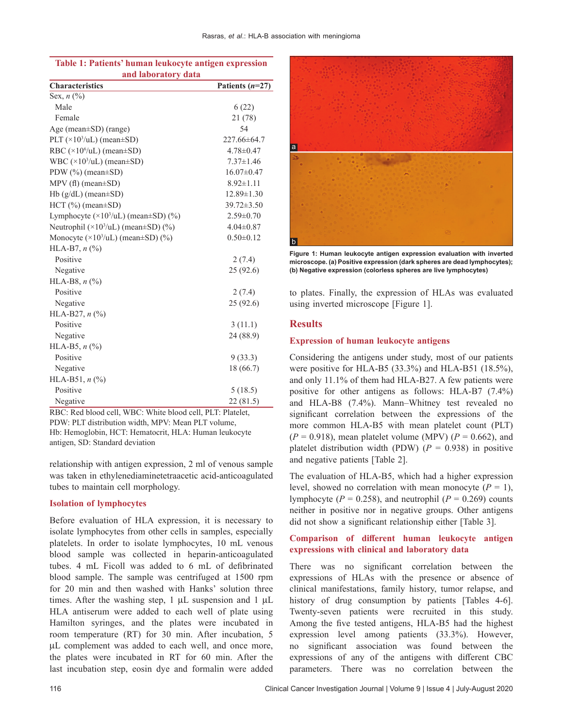**Table 1: Patients' human leukocyte antigen expression and laboratory data**

| Characteristics | Patients (*n*=27) |
|---|---|
| Sex, *n* (%) | |
| Male | 6 (22) |
| Female | 21 (78) |
| Age (mean±SD) (range) | 54 |
| PLT (×10³/uL) (mean±SD) | 227.66±64.7 |
| RBC (×10⁶/uL) (mean±SD) | 4.78±0.47 |
| WBC (×10³/uL) (mean±SD) | 7.37±1.46 |
| PDW (%) (mean±SD) | 16.07±0.47 |
| MPV (fl) (mean±SD) | 8.92±1.11 |
| Hb (g/dL) (mean±SD) | 12.89±1.30 |
| HCT (%) (mean±SD) | 39.72±3.50 |
| Lymphocyte (×10³/uL) (mean±SD) (%) | 2.59±0.70 |
| Neutrophil (×10³/uL) (mean±SD) (%) | 4.04±0.87 |
| Monocyte (×10³/uL) (mean±SD) (%) | 0.50±0.12 |
| HLA-B7, *n* (%) | |
| Positive | 2 (7.4) |
| Negative | 25 (92.6) |
| HLA-B8, *n* (%) | |
| Positive | 2 (7.4) |
| Negative | 25 (92.6) |
| HLA-B27, *n* (%) | |
| Positive | 3 (11.1) |
| Negative | 24 (88.9) |
| HLA-B5, *n* (%) | |
| Positive | 9 (33.3) |
| Negative | 18 (66.7) |
| HLA-B51, *n* (%) | |
| Positive | 5 (18.5) |
| Negative | 22 (81.5) |

RBC: Red blood cell, WBC: White blood cell, PLT: Platelet, PDW: PLT distribution width, MPV: Mean PLT volume, Hb: Hemoglobin, HCT: Hematocrit, HLA: Human leukocyte antigen, SD: Standard deviation

relationship with antigen expression, 2 ml of venous sample was taken in ethylenediaminetetraacetic acid-anticoagulated tubes to maintain cell morphology.

### Isolation of lymphocytes

Before evaluation of HLA expression, it is necessary to isolate lymphocytes from other cells in samples, especially platelets. In order to isolate lymphocytes, 10 mL venous blood sample was collected in heparin-anticoagulated tubes. 4 mL Ficoll was added to 6 mL of defibrinated blood sample. The sample was centrifuged at 1500 rpm for 20 min and then washed with Hanks' solution three times. After the washing step, 1 μL suspension and 1 μL HLA antiserum were added to each well of plate using Hamilton syringes, and the plates were incubated in room temperature (RT) for 30 min. After incubation, 5 μL complement was added to each well, and once more, the plates were incubated in RT for 60 min. After the last incubation step, eosin dye and formalin were added to plates. Finally, the expression of HLAs was evaluated using inverted microscope [Figure 1].

Figure 1: Human leukocyte antigen expression evaluation with inverted microscope. (a) Positive expression (dark spheres are dead lymphocytes); (b) Negative expression (colorless spheres are live lymphocytes)

## Results

### Expression of human leukocyte antigens

Considering the antigens under study, most of our patients were positive for HLA-B5 (33.3%) and HLA-B51 (18.5%), and only 11.1% of them had HLA-B27. A few patients were positive for other antigens as follows: HLA-B7 (7.4%) and HLA-B8 (7.4%). Mann–Whitney test revealed no significant correlation between the expressions of the more common HLA-B5 with mean platelet count (PLT) ($P$ = 0.918), mean platelet volume (MPV) ($P$ = 0.662), and platelet distribution width (PDW) ($P$ = 0.938) in positive and negative patients [Table 2].

The evaluation of HLA-B5, which had a higher expression level, showed no correlation with mean monocyte ($P$ = 1), lymphocyte ($P$ = 0.258), and neutrophil ($P$ = 0.269) counts neither in positive nor in negative groups. Other antigens did not show a significant relationship either [Table 3].

### Comparison of different human leukocyte antigen expressions with clinical and laboratory data

There was no significant correlation between the expressions of HLAs with the presence or absence of clinical manifestations, family history, tumor relapse, and history of drug consumption by patients [Tables 4-6]. Twenty-seven patients were recruited in this study. Among the five tested antigens, HLA-B5 had the highest expression level among patients (33.3%). However, no significant association was found between the expressions of any of the antigens with different CBC parameters. There was no correlation between the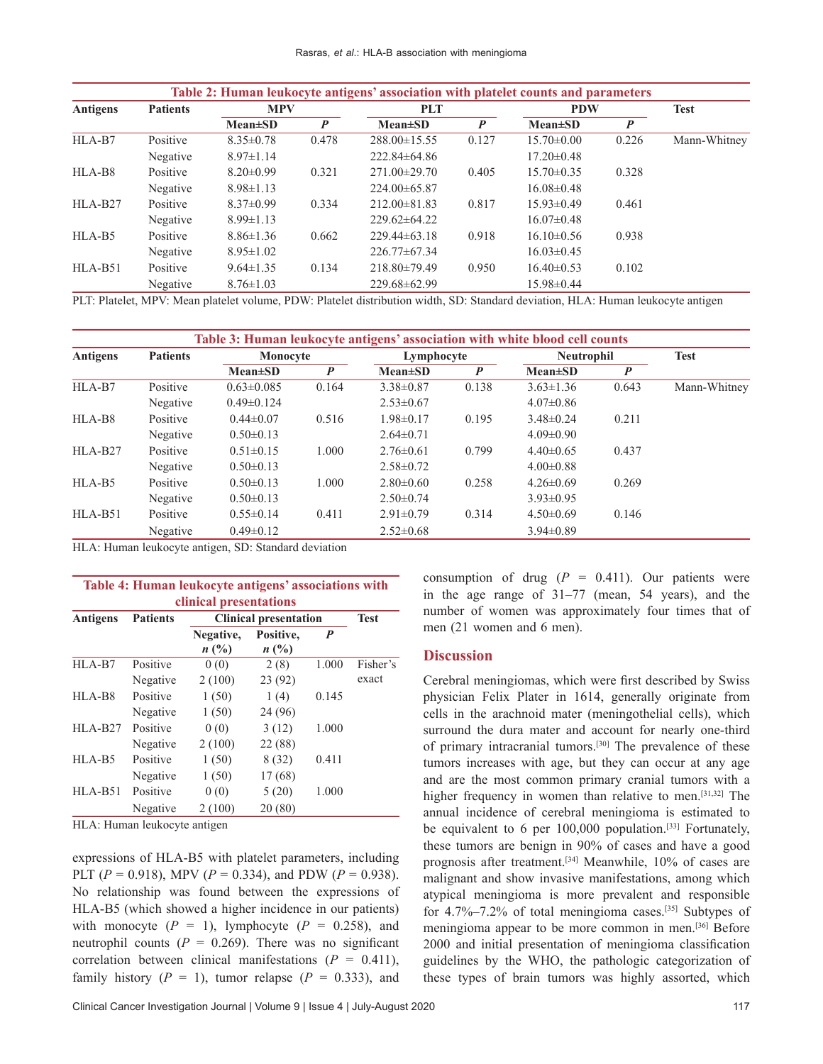**Table 2: Human leukocyte antigens' association with platelet counts and parameters**

| Antigens | Patients | MPV | | PLT | | PDW | | Test |
|---|---|---|---|---|---|---|---|---|
| | | Mean±SD | *P* | Mean±SD | *P* | Mean±SD | *P* | |
| HLA-B7 | Positive | 8.35±0.78 | 0.478 | 288.00±15.55 | 0.127 | 15.70±0.00 | 0.226 | Mann-Whitney |
| | Negative | 8.97±1.14 | | 222.84±64.86 | | 17.20±0.48 | | |
| HLA-B8 | Positive | 8.20±0.99 | 0.321 | 271.00±29.70 | 0.405 | 15.70±0.35 | 0.328 | |
| | Negative | 8.98±1.13 | | 224.00±65.87 | | 16.08±0.48 | | |
| HLA-B27 | Positive | 8.37±0.99 | 0.334 | 212.00±81.83 | 0.817 | 15.93±0.49 | 0.461 | |
| | Negative | 8.99±1.13 | | 229.62±64.22 | | 16.07±0.48 | | |
| HLA-B5 | Positive | 8.86±1.36 | 0.662 | 229.44±63.18 | 0.918 | 16.10±0.56 | 0.938 | |
| | Negative | 8.95±1.02 | | 226.77±67.34 | | 16.03±0.45 | | |
| HLA-B51 | Positive | 9.64±1.35 | 0.134 | 218.80±79.49 | 0.950 | 16.40±0.53 | 0.102 | |
| | Negative | 8.76±1.03 | | 229.68±62.99 | | 15.98±0.44 | | |

PLT: Platelet, MPV: Mean platelet volume, PDW: Platelet distribution width, SD: Standard deviation, HLA: Human leukocyte antigen

**Table 3: Human leukocyte antigens' association with white blood cell counts**

| Antigens | Patients | Monocyte | | Lymphocyte | | Neutrophil | | Test |
|---|---|---|---|---|---|---|---|---|
| | | Mean±SD | *P* | Mean±SD | *P* | Mean±SD | *P* | |
| HLA-B7 | Positive | 0.63±0.085 | 0.164 | 3.38±0.87 | 0.138 | 3.63±1.36 | 0.643 | Mann-Whitney |
| | Negative | 0.49±0.124 | | 2.53±0.67 | | 4.07±0.86 | | |
| HLA-B8 | Positive | 0.44±0.07 | 0.516 | 1.98±0.17 | 0.195 | 3.48±0.24 | 0.211 | |
| | Negative | 0.50±0.13 | | 2.64±0.71 | | 4.09±0.90 | | |
| HLA-B27 | Positive | 0.51±0.15 | 1.000 | 2.76±0.61 | 0.799 | 4.40±0.65 | 0.437 | |
| | Negative | 0.50±0.13 | | 2.58±0.72 | | 4.00±0.88 | | |
| HLA-B5 | Positive | 0.50±0.13 | 1.000 | 2.80±0.60 | 0.258 | 4.26±0.69 | 0.269 | |
| | Negative | 0.50±0.13 | | 2.50±0.74 | | 3.93±0.95 | | |
| HLA-B51 | Positive | 0.55±0.14 | 0.411 | 2.91±0.79 | 0.314 | 4.50±0.69 | 0.146 | |
| | Negative | 0.49±0.12 | | 2.52±0.68 | | 3.94±0.89 | | |

HLA: Human leukocyte antigen, SD: Standard deviation

**Table 4: Human leukocyte antigens' associations with clinical presentations**

| Antigens | Patients | Clinical presentation | | | Test |
|---|---|---|---|---|---|
| | | Negative, *n* (%) | Positive, *n* (%) | *P* | |
| HLA-B7 | Positive | 0 (0) | 2 (8) | 1.000 | Fisher's exact |
| | Negative | 2 (100) | 23 (92) | | |
| HLA-B8 | Positive | 1 (50) | 1 (4) | 0.145 | |
| | Negative | 1 (50) | 24 (96) | | |
| HLA-B27 | Positive | 0 (0) | 3 (12) | 1.000 | |
| | Negative | 2 (100) | 22 (88) | | |
| HLA-B5 | Positive | 1 (50) | 8 (32) | 0.411 | |
| | Negative | 1 (50) | 17 (68) | | |
| HLA-B51 | Positive | 0 (0) | 5 (20) | 1.000 | |
| | Negative | 2 (100) | 20 (80) | | |

HLA: Human leukocyte antigen

expressions of HLA-B5 with platelet parameters, including PLT ($P = 0.918$), MPV ($P = 0.334$), and PDW ($P = 0.938$). No relationship was found between the expressions of HLA-B5 (which showed a higher incidence in our patients) with monocyte ($P = 1$), lymphocyte ($P = 0.258$), and neutrophil counts ($P = 0.269$). There was no significant correlation between clinical manifestations ($P = 0.411$), family history ($P = 1$), tumor relapse ($P = 0.333$), and consumption of drug ($P = 0.411$). Our patients were in the age range of 31–77 (mean, 54 years), and the number of women was approximately four times that of men (21 women and 6 men).

## Discussion

Cerebral meningiomas, which were first described by Swiss physician Felix Plater in 1614, generally originate from cells in the arachnoid mater (meningothelial cells), which surround the dura mater and account for nearly one-third of primary intracranial tumors.[30] The prevalence of these tumors increases with age, but they can occur at any age and are the most common primary cranial tumors with a higher frequency in women than relative to men.[31,32] The annual incidence of cerebral meningioma is estimated to be equivalent to 6 per 100,000 population.[33] Fortunately, these tumors are benign in 90% of cases and have a good prognosis after treatment.[34] Meanwhile, 10% of cases are malignant and show invasive manifestations, among which atypical meningioma is more prevalent and responsible for 4.7%–7.2% of total meningioma cases.[35] Subtypes of meningioma appear to be more common in men.[36] Before 2000 and initial presentation of meningioma classification guidelines by the WHO, the pathologic categorization of these types of brain tumors was highly assorted, which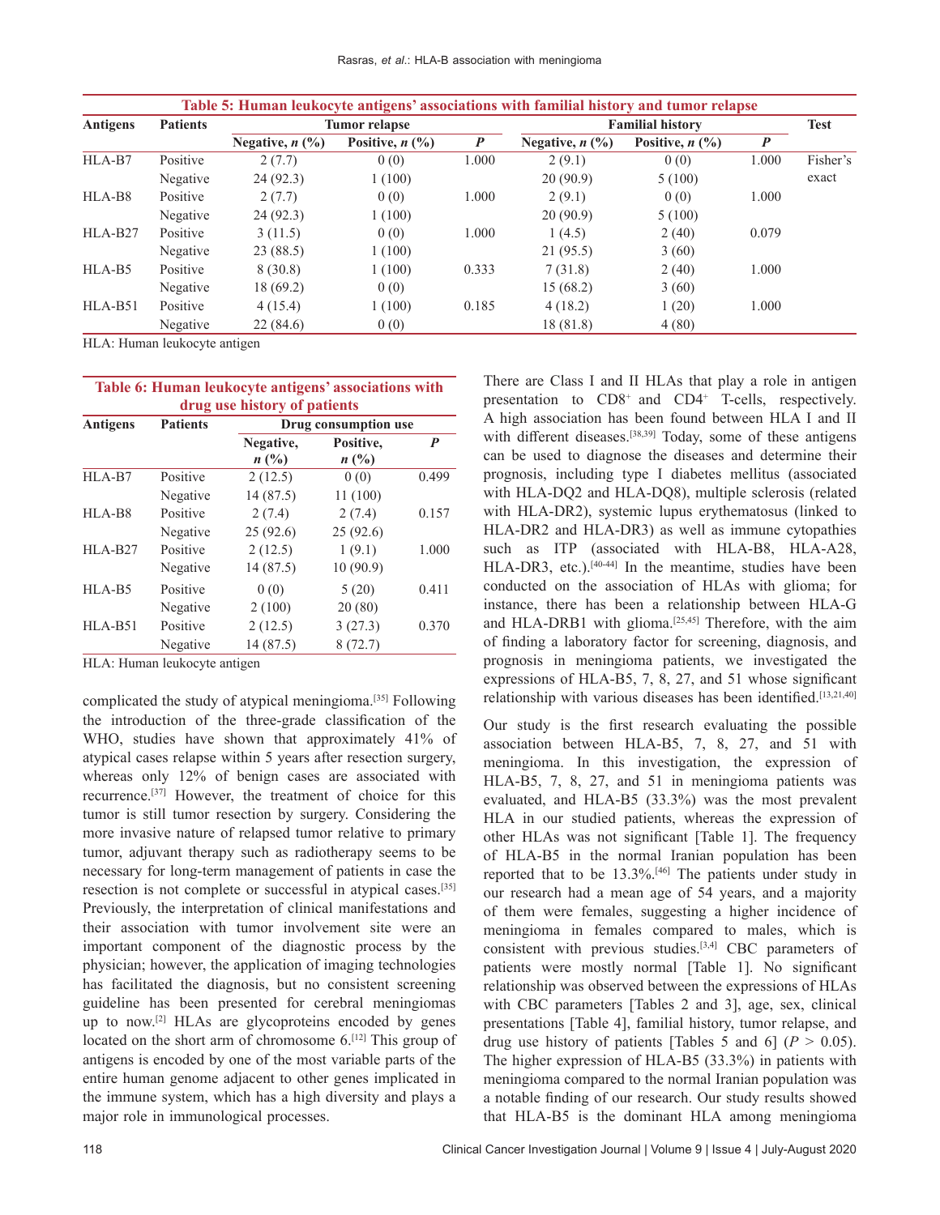**Table 5: Human leukocyte antigens' associations with familial history and tumor relapse**

| Antigens | Patients | Tumor relapse | | | Familial history | | | Test |
|---|---|---|---|---|---|---|---|---|
| | | Negative, *n* (%) | Positive, *n* (%) | *P* | Negative, *n* (%) | Positive, *n* (%) | *P* | |
| HLA-B7 | Positive | 2 (7.7) | 0 (0) | 1.000 | 2 (9.1) | 0 (0) | 1.000 | Fisher's exact |
| | Negative | 24 (92.3) | 1 (100) | | 20 (90.9) | 5 (100) | | |
| HLA-B8 | Positive | 2 (7.7) | 0 (0) | 1.000 | 2 (9.1) | 0 (0) | 1.000 | |
| | Negative | 24 (92.3) | 1 (100) | | 20 (90.9) | 5 (100) | | |
| HLA-B27 | Positive | 3 (11.5) | 0 (0) | 1.000 | 1 (4.5) | 2 (40) | 0.079 | |
| | Negative | 23 (88.5) | 1 (100) | | 21 (95.5) | 3 (60) | | |
| HLA-B5 | Positive | 8 (30.8) | 1 (100) | 0.333 | 7 (31.8) | 2 (40) | 1.000 | |
| | Negative | 18 (69.2) | 0 (0) | | 15 (68.2) | 3 (60) | | |
| HLA-B51 | Positive | 4 (15.4) | 1 (100) | 0.185 | 4 (18.2) | 1 (20) | 1.000 | |
| | Negative | 22 (84.6) | 0 (0) | | 18 (81.8) | 4 (80) | | |

HLA: Human leukocyte antigen

**Table 6: Human leukocyte antigens' associations with drug use history of patients**

| Antigens | Patients | Drug consumption use | | |
|---|---|---|---|---|
| | | Negative, *n* (%) | Positive, *n* (%) | *P* |
| HLA-B7 | Positive | 2 (12.5) | 0 (0) | 0.499 |
| | Negative | 14 (87.5) | 11 (100) | |
| HLA-B8 | Positive | 2 (7.4) | 2 (7.4) | 0.157 |
| | Negative | 25 (92.6) | 25 (92.6) | |
| HLA-B27 | Positive | 2 (12.5) | 1 (9.1) | 1.000 |
| | Negative | 14 (87.5) | 10 (90.9) | |
| HLA-B5 | Positive | 0 (0) | 5 (20) | 0.411 |
| | Negative | 2 (100) | 20 (80) | |
| HLA-B51 | Positive | 2 (12.5) | 3 (27.3) | 0.370 |
| | Negative | 14 (87.5) | 8 (72.7) | |

HLA: Human leukocyte antigen

complicated the study of atypical meningioma.[35] Following the introduction of the three-grade classification of the WHO, studies have shown that approximately 41% of atypical cases relapse within 5 years after resection surgery, whereas only 12% of benign cases are associated with recurrence.[37] However, the treatment of choice for this tumor is still tumor resection by surgery. Considering the more invasive nature of relapsed tumor relative to primary tumor, adjuvant therapy such as radiotherapy seems to be necessary for long-term management of patients in case the resection is not complete or successful in atypical cases.[35] Previously, the interpretation of clinical manifestations and their association with tumor involvement site were an important component of the diagnostic process by the physician; however, the application of imaging technologies has facilitated the diagnosis, but no consistent screening guideline has been presented for cerebral meningiomas up to now.[2] HLAs are glycoproteins encoded by genes located on the short arm of chromosome 6.[12] This group of antigens is encoded by one of the most variable parts of the entire human genome adjacent to other genes implicated in the immune system, which has a high diversity and plays a major role in immunological processes.

There are Class I and II HLAs that play a role in antigen presentation to $CD8^+$ and $CD4^+$ T-cells, respectively. A high association has been found between HLA I and II with different diseases.[38,39] Today, some of these antigens can be used to diagnose the diseases and determine their prognosis, including type I diabetes mellitus (associated with HLA-DQ2 and HLA-DQ8), multiple sclerosis (related with HLA-DR2), systemic lupus erythematosus (linked to HLA-DR2 and HLA-DR3) as well as immune cytopathies such as ITP (associated with HLA-B8, HLA-A28, HLA-DR3, etc.).[40-44] In the meantime, studies have been conducted on the association of HLAs with glioma; for instance, there has been a relationship between HLA-G and HLA-DRB1 with glioma.[25,45] Therefore, with the aim of finding a laboratory factor for screening, diagnosis, and prognosis in meningioma patients, we investigated the expressions of HLA-B5, 7, 8, 27, and 51 whose significant relationship with various diseases has been identified.[13,21,40]

Our study is the first research evaluating the possible association between HLA-B5, 7, 8, 27, and 51 with meningioma. In this investigation, the expression of HLA-B5, 7, 8, 27, and 51 in meningioma patients was evaluated, and HLA-B5 (33.3%) was the most prevalent HLA in our studied patients, whereas the expression of other HLAs was not significant [Table 1]. The frequency of HLA-B5 in the normal Iranian population has been reported that to be 13.3%.[46] The patients under study in our research had a mean age of 54 years, and a majority of them were females, suggesting a higher incidence of meningioma in females compared to males, which is consistent with previous studies.[3,4] CBC parameters of patients were mostly normal [Table 1]. No significant relationship was observed between the expressions of HLAs with CBC parameters [Tables 2 and 3], age, sex, clinical presentations [Table 4], familial history, tumor relapse, and drug use history of patients [Tables 5 and 6] ($P > 0.05$). The higher expression of HLA-B5 (33.3%) in patients with meningioma compared to the normal Iranian population was a notable finding of our research. Our study results showed that HLA-B5 is the dominant HLA among meningioma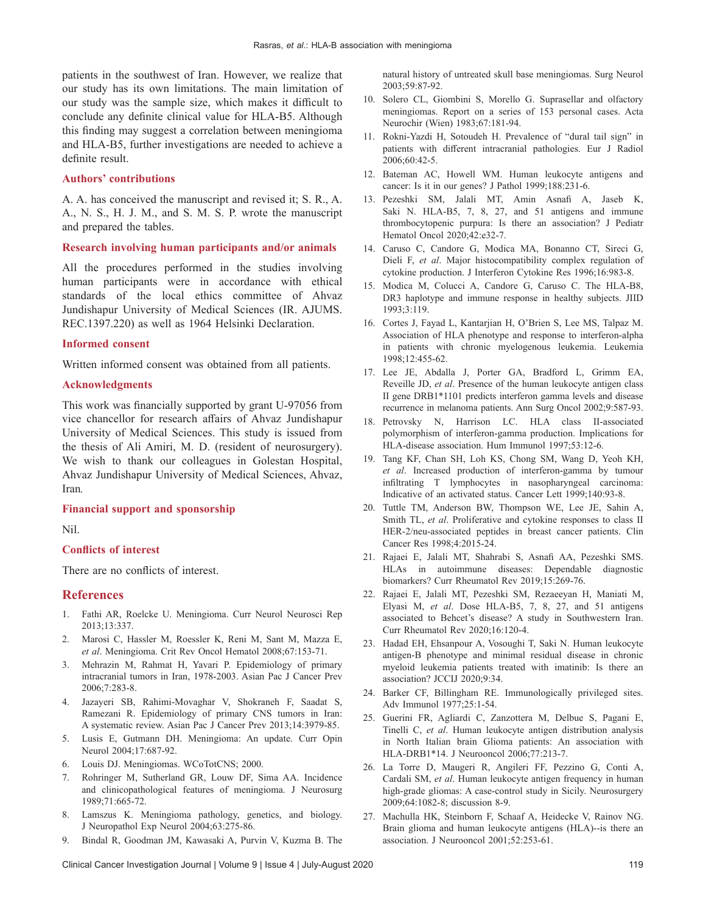patients in the southwest of Iran. However, we realize that our study has its own limitations. The main limitation of our study was the sample size, which makes it difficult to conclude any definite clinical value for HLA-B5. Although this finding may suggest a correlation between meningioma and HLA-B5, further investigations are needed to achieve a definite result.

### Authors' contributions

A. A. has conceived the manuscript and revised it; S. R., A. A., N. S., H. J. M., and S. M. S. P. wrote the manuscript and prepared the tables.

### Research involving human participants and/or animals

All the procedures performed in the studies involving human participants were in accordance with ethical standards of the local ethics committee of Ahvaz Jundishapur University of Medical Sciences (IR. AJUMS. REC.1397.220) as well as 1964 Helsinki Declaration.

### Informed consent

Written informed consent was obtained from all patients.

### Acknowledgments

This work was financially supported by grant U-97056 from vice chancellor for research affairs of Ahvaz Jundishapur University of Medical Sciences. This study is issued from the thesis of Ali Amiri, M. D. (resident of neurosurgery). We wish to thank our colleagues in Golestan Hospital, Ahvaz Jundishapur University of Medical Sciences, Ahvaz, Iran*.*

### Financial support and sponsorship

Nil.

### Conflicts of interest

There are no conflicts of interest.

## References

1. Fathi AR, Roelcke U. Meningioma. Curr Neurol Neurosci Rep 2013;13:337.
2. Marosi C, Hassler M, Roessler K, Reni M, Sant M, Mazza E, *et al*. Meningioma. Crit Rev Oncol Hematol 2008;67:153-71.
3. Mehrazin M, Rahmat H, Yavari P. Epidemiology of primary intracranial tumors in Iran, 1978-2003. Asian Pac J Cancer Prev 2006;7:283-8.
4. Jazayeri SB, Rahimi-Movaghar V, Shokraneh F, Saadat S, Ramezani R. Epidemiology of primary CNS tumors in Iran: A systematic review. Asian Pac J Cancer Prev 2013;14:3979-85.
5. Lusis E, Gutmann DH. Meningioma: An update. Curr Opin Neurol 2004;17:687-92.
6. Louis DJ. Meningiomas. WCoTotCNS; 2000.
7. Rohringer M, Sutherland GR, Louw DF, Sima AA. Incidence and clinicopathological features of meningioma. J Neurosurg 1989;71:665-72.
8. Lamszus K. Meningioma pathology, genetics, and biology. J Neuropathol Exp Neurol 2004;63:275-86.
9. Bindal R, Goodman JM, Kawasaki A, Purvin V, Kuzma B. The natural history of untreated skull base meningiomas. Surg Neurol 2003;59:87-92.
10. Solero CL, Giombini S, Morello G. Suprasellar and olfactory meningiomas. Report on a series of 153 personal cases. Acta Neurochir (Wien) 1983;67:181-94.
11. Rokni-Yazdi H, Sotoudeh H. Prevalence of "dural tail sign" in patients with different intracranial pathologies. Eur J Radiol 2006;60:42-5.
12. Bateman AC, Howell WM. Human leukocyte antigens and cancer: Is it in our genes? J Pathol 1999;188:231-6.
13. Pezeshki SM, Jalali MT, Amin Asnafi A, Jaseb K, Saki N. HLA-B5, 7, 8, 27, and 51 antigens and immune thrombocytopenic purpura: Is there an association? J Pediatr Hematol Oncol 2020;42:e32-7.
14. Caruso C, Candore G, Modica MA, Bonanno CT, Sireci G, Dieli F, *et al*. Major histocompatibility complex regulation of cytokine production. J Interferon Cytokine Res 1996;16:983-8.
15. Modica M, Colucci A, Candore G, Caruso C. The HLA-B8, DR3 haplotype and immune response in healthy subjects. JIID 1993;3:119.
16. Cortes J, Fayad L, Kantarjian H, O'Brien S, Lee MS, Talpaz M. Association of HLA phenotype and response to interferon-alpha in patients with chronic myelogenous leukemia. Leukemia 1998;12:455-62.
17. Lee JE, Abdalla J, Porter GA, Bradford L, Grimm EA, Reveille JD, *et al*. Presence of the human leukocyte antigen class II gene DRB1*1101 predicts interferon gamma levels and disease recurrence in melanoma patients. Ann Surg Oncol 2002;9:587-93.
18. Petrovsky N, Harrison LC. HLA class II-associated polymorphism of interferon-gamma production. Implications for HLA-disease association. Hum Immunol 1997;53:12-6.
19. Tang KF, Chan SH, Loh KS, Chong SM, Wang D, Yeoh KH, *et al*. Increased production of interferon-gamma by tumour infiltrating T lymphocytes in nasopharyngeal carcinoma: Indicative of an activated status. Cancer Lett 1999;140:93-8.
20. Tuttle TM, Anderson BW, Thompson WE, Lee JE, Sahin A, Smith TL, *et al*. Proliferative and cytokine responses to class II HER-2/neu-associated peptides in breast cancer patients. Clin Cancer Res 1998;4:2015-24.
21. Rajaei E, Jalali MT, Shahrabi S, Asnafi AA, Pezeshki SMS. HLAs in autoimmune diseases: Dependable diagnostic biomarkers? Curr Rheumatol Rev 2019;15:269-76.
22. Rajaei E, Jalali MT, Pezeshki SM, Rezaeeyan H, Maniati M, Elyasi M, *et al*. Dose HLA-B5, 7, 8, 27, and 51 antigens associated to Behcet's disease? A study in Southwestern Iran. Curr Rheumatol Rev 2020;16:120-4.
23. Hadad EH, Ehsanpour A, Vosoughi T, Saki N. Human leukocyte antigen-B phenotype and minimal residual disease in chronic myeloid leukemia patients treated with imatinib: Is there an association? JCCIJ 2020;9:34.
24. Barker CF, Billingham RE. Immunologically privileged sites. Adv Immunol 1977;25:1-54.
25. Guerini FR, Agliardi C, Zanzottera M, Delbue S, Pagani E, Tinelli C, *et al*. Human leukocyte antigen distribution analysis in North Italian brain Glioma patients: An association with HLA-DRB1*14. J Neurooncol 2006;77:213-7.
26. La Torre D, Maugeri R, Angileri FF, Pezzino G, Conti A, Cardali SM, *et al*. Human leukocyte antigen frequency in human high-grade gliomas: A case-control study in Sicily. Neurosurgery 2009;64:1082-8; discussion 8-9.
27. Machulla HK, Steinborn F, Schaaf A, Heidecke V, Rainov NG. Brain glioma and human leukocyte antigens (HLA)--is there an association. J Neurooncol 2001;52:253-61.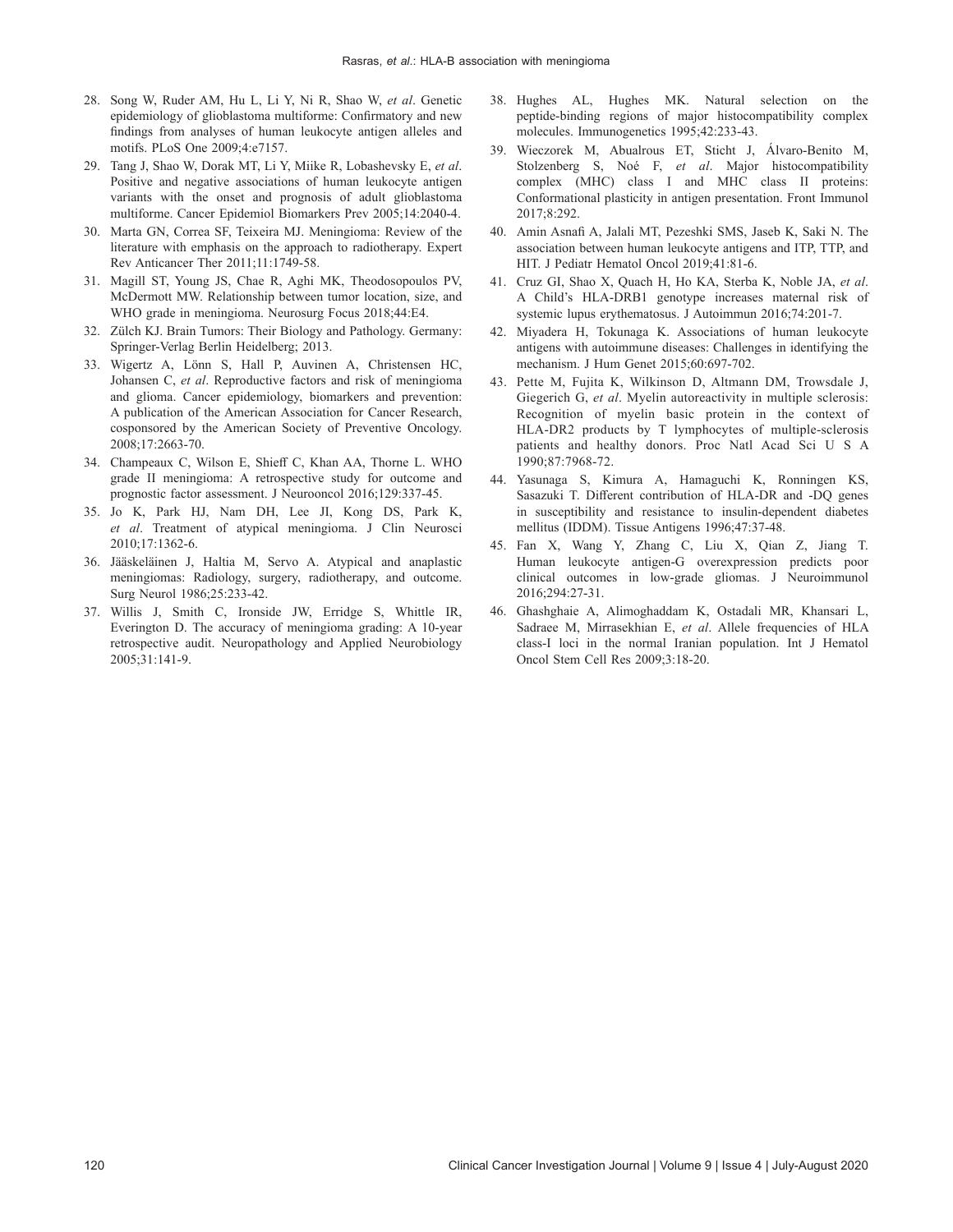28. Song W, Ruder AM, Hu L, Li Y, Ni R, Shao W, *et al*. Genetic epidemiology of glioblastoma multiforme: Confirmatory and new findings from analyses of human leukocyte antigen alleles and motifs. PLoS One 2009;4:e7157.
29. Tang J, Shao W, Dorak MT, Li Y, Miike R, Lobashevsky E, *et al*. Positive and negative associations of human leukocyte antigen variants with the onset and prognosis of adult glioblastoma multiforme. Cancer Epidemiol Biomarkers Prev 2005;14:2040-4.
30. Marta GN, Correa SF, Teixeira MJ. Meningioma: Review of the literature with emphasis on the approach to radiotherapy. Expert Rev Anticancer Ther 2011;11:1749-58.
31. Magill ST, Young JS, Chae R, Aghi MK, Theodosopoulos PV, McDermott MW. Relationship between tumor location, size, and WHO grade in meningioma. Neurosurg Focus 2018;44:E4.
32. Zülch KJ. Brain Tumors: Their Biology and Pathology. Germany: Springer-Verlag Berlin Heidelberg; 2013.
33. Wigertz A, Lönn S, Hall P, Auvinen A, Christensen HC, Johansen C, *et al*. Reproductive factors and risk of meningioma and glioma. Cancer epidemiology, biomarkers and prevention: A publication of the American Association for Cancer Research, cosponsored by the American Society of Preventive Oncology. 2008;17:2663-70.
34. Champeaux C, Wilson E, Shieff C, Khan AA, Thorne L. WHO grade II meningioma: A retrospective study for outcome and prognostic factor assessment. J Neurooncol 2016;129:337-45.
35. Jo K, Park HJ, Nam DH, Lee JI, Kong DS, Park K, *et al*. Treatment of atypical meningioma. J Clin Neurosci 2010;17:1362-6.
36. Jääskeläinen J, Haltia M, Servo A. Atypical and anaplastic meningiomas: Radiology, surgery, radiotherapy, and outcome. Surg Neurol 1986;25:233-42.
37. Willis J, Smith C, Ironside JW, Erridge S, Whittle IR, Everington D. The accuracy of meningioma grading: A 10-year retrospective audit. Neuropathology and Applied Neurobiology 2005;31:141-9.
38. Hughes AL, Hughes MK. Natural selection on the peptide-binding regions of major histocompatibility complex molecules. Immunogenetics 1995;42:233-43.
39. Wieczorek M, Abualrous ET, Sticht J, Álvaro-Benito M, Stolzenberg S, Noé F, *et al*. Major histocompatibility complex (MHC) class I and MHC class II proteins: Conformational plasticity in antigen presentation. Front Immunol 2017;8:292.
40. Amin Asnafi A, Jalali MT, Pezeshki SMS, Jaseb K, Saki N. The association between human leukocyte antigens and ITP, TTP, and HIT. J Pediatr Hematol Oncol 2019;41:81-6.
41. Cruz GI, Shao X, Quach H, Ho KA, Sterba K, Noble JA, *et al*. A Child's HLA-DRB1 genotype increases maternal risk of systemic lupus erythematosus. J Autoimmun 2016;74:201-7.
42. Miyadera H, Tokunaga K. Associations of human leukocyte antigens with autoimmune diseases: Challenges in identifying the mechanism. J Hum Genet 2015;60:697-702.
43. Pette M, Fujita K, Wilkinson D, Altmann DM, Trowsdale J, Giegerich G, *et al*. Myelin autoreactivity in multiple sclerosis: Recognition of myelin basic protein in the context of HLA-DR2 products by T lymphocytes of multiple-sclerosis patients and healthy donors. Proc Natl Acad Sci U S A 1990;87:7968-72.
44. Yasunaga S, Kimura A, Hamaguchi K, Ronningen KS, Sasazuki T. Different contribution of HLA-DR and -DQ genes in susceptibility and resistance to insulin-dependent diabetes mellitus (IDDM). Tissue Antigens 1996;47:37-48.
45. Fan X, Wang Y, Zhang C, Liu X, Qian Z, Jiang T. Human leukocyte antigen-G overexpression predicts poor clinical outcomes in low-grade gliomas. J Neuroimmunol 2016;294:27-31.
46. Ghashghaie A, Alimoghaddam K, Ostadali MR, Khansari L, Sadraee M, Mirrasekhian E, *et al*. Allele frequencies of HLA class-I loci in the normal Iranian population. Int J Hematol Oncol Stem Cell Res 2009;3:18-20.